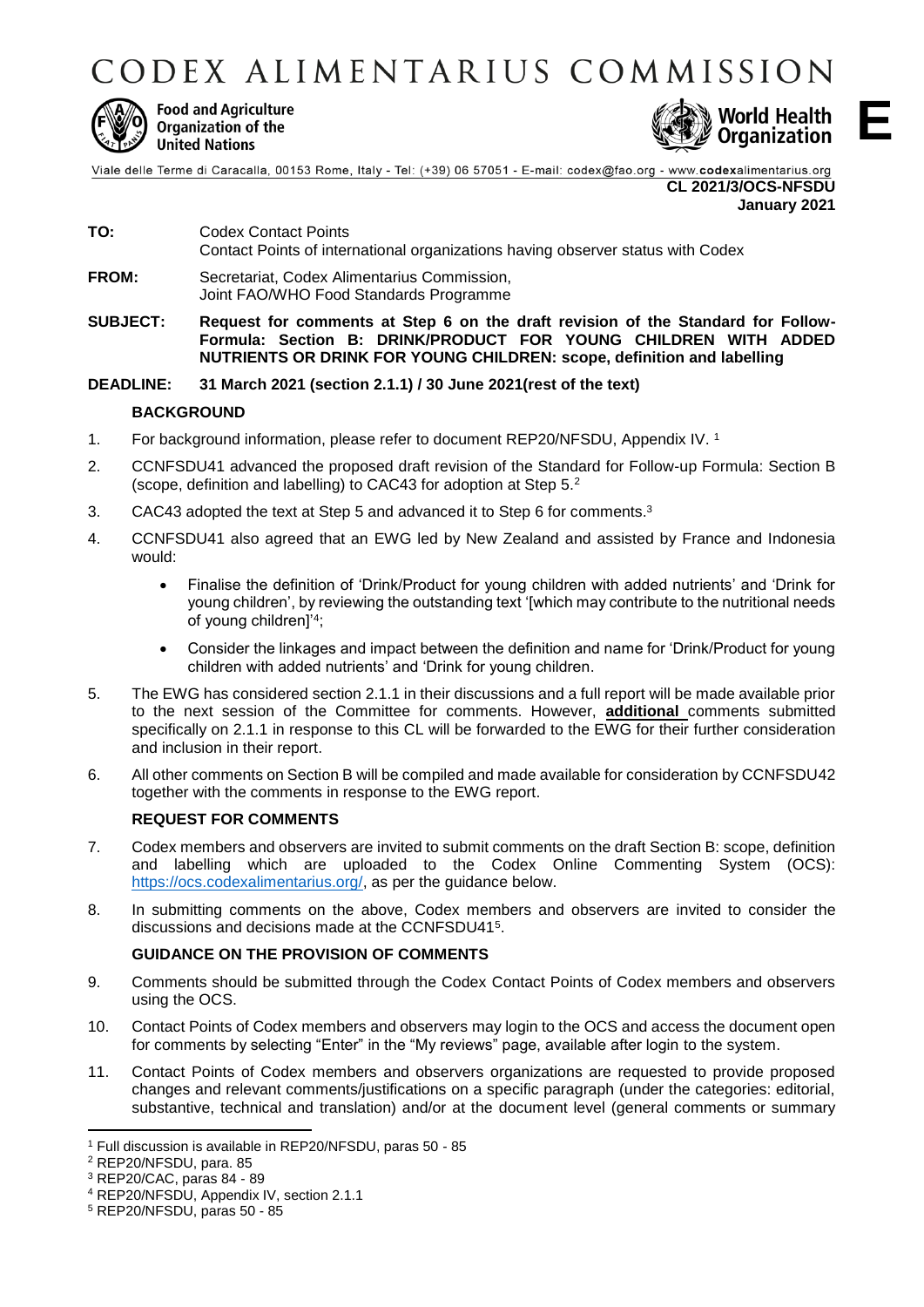# CODEX ALIMENTARIUS COMMISSION

**Food and Agriculture Organization of the United Nations**

**World Health Organization**

**E**

Viale delle Terme di Caracalla, 00153 Rome, Italy - Tel: (+39) 06 57051 - E-mail: codex@fao.org - www.codexalimentarius.org

**CL 2021/3/OCS-NFSDU**
**January 2021**

**TO:** Codex Contact Points
Contact Points of international organizations having observer status with Codex

**FROM:** Secretariat, Codex Alimentarius Commission,
Joint FAO/WHO Food Standards Programme

**SUBJECT: Request for comments at Step 6 on the draft revision of the Standard for Follow-Formula: Section B: DRINK/PRODUCT FOR YOUNG CHILDREN WITH ADDED NUTRIENTS OR DRINK FOR YOUNG CHILDREN: scope, definition and labelling**

**DEADLINE: 31 March 2021 (section 2.1.1) / 30 June 2021(rest of the text)**

## BACKGROUND

1. For background information, please refer to document REP20/NFSDU, Appendix IV. [1]

2. CCNFSDU41 advanced the proposed draft revision of the Standard for Follow-up Formula: Section B (scope, definition and labelling) to CAC43 for adoption at Step 5.[2]

3. CAC43 adopted the text at Step 5 and advanced it to Step 6 for comments.[3]

4. CCNFSDU41 also agreed that an EWG led by New Zealand and assisted by France and Indonesia would:
   - Finalise the definition of 'Drink/Product for young children with added nutrients' and 'Drink for young children', by reviewing the outstanding text '[which may contribute to the nutritional needs of young children]'[4];
   - Consider the linkages and impact between the definition and name for 'Drink/Product for young children with added nutrients' and 'Drink for young children.

5. The EWG has considered section 2.1.1 in their discussions and a full report will be made available prior to the next session of the Committee for comments. However, **additional** comments submitted specifically on 2.1.1 in response to this CL will be forwarded to the EWG for their further consideration and inclusion in their report.

6. All other comments on Section B will be compiled and made available for consideration by CCNFSDU42 together with the comments in response to the EWG report.

## REQUEST FOR COMMENTS

7. Codex members and observers are invited to submit comments on the draft Section B: scope, definition and labelling which are uploaded to the Codex Online Commenting System (OCS): https://ocs.codexalimentarius.org/, as per the guidance below.

8. In submitting comments on the above, Codex members and observers are invited to consider the discussions and decisions made at the CCNFSDU41[5].

## GUIDANCE ON THE PROVISION OF COMMENTS

9. Comments should be submitted through the Codex Contact Points of Codex members and observers using the OCS.

10. Contact Points of Codex members and observers may login to the OCS and access the document open for comments by selecting "Enter" in the "My reviews" page, available after login to the system.

11. Contact Points of Codex members and observers organizations are requested to provide proposed changes and relevant comments/justifications on a specific paragraph (under the categories: editorial, substantive, technical and translation) and/or at the document level (general comments or summary

---

[1] Full discussion is available in REP20/NFSDU, paras 50 - 85
[2] REP20/NFSDU, para. 85
[3] REP20/CAC, paras 84 - 89
[4] REP20/NFSDU, Appendix IV, section 2.1.1
[5] REP20/NFSDU, paras 50 - 85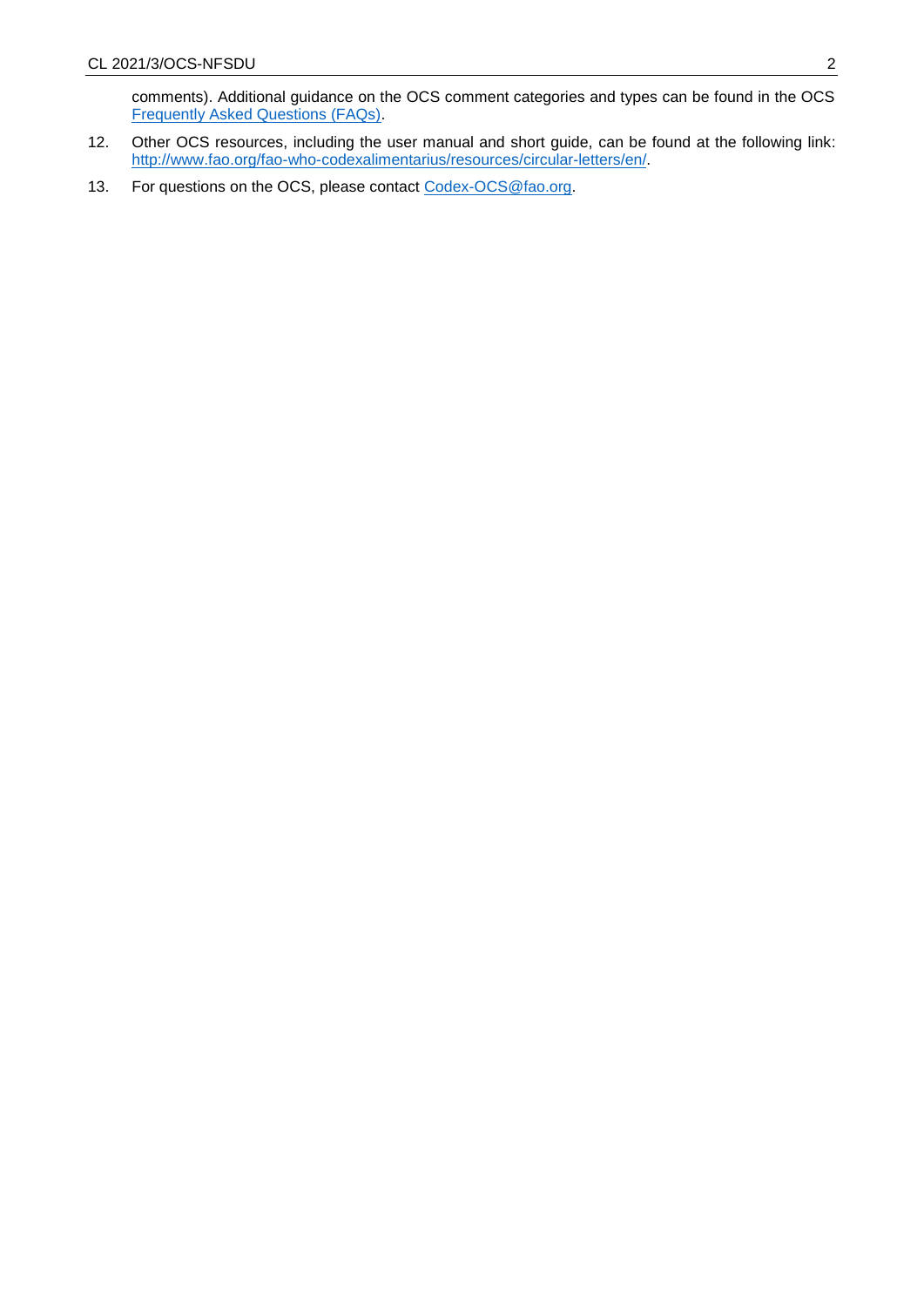comments). Additional guidance on the OCS comment categories and types can be found in the OCS [Frequently Asked Questions (FAQs)](#).

12. Other OCS resources, including the user manual and short guide, can be found at the following link: [http://www.fao.org/fao-who-codexalimentarius/resources/circular-letters/en/](http://www.fao.org/fao-who-codexalimentarius/resources/circular-letters/en/).

13. For questions on the OCS, please contact [Codex-OCS@fao.org](mailto:Codex-OCS@fao.org).